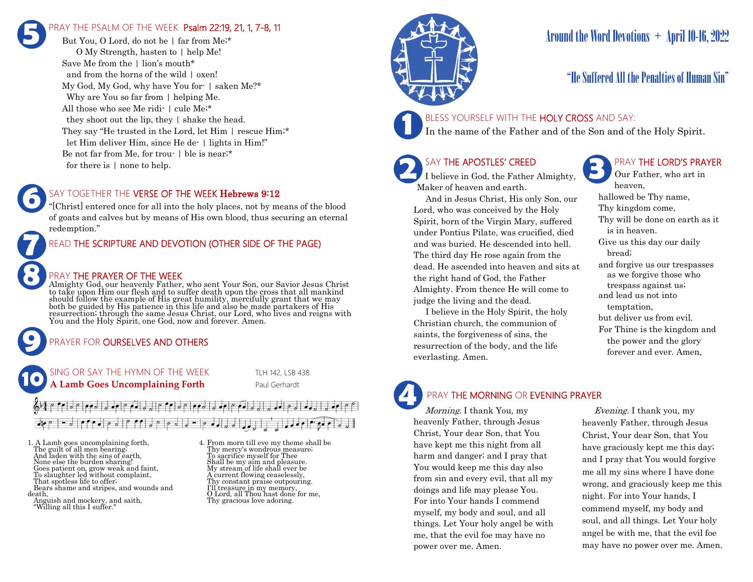# Around the Word Devotions + April 10-16, 2022

## "He Suffered All the Penalties of Human Sin"

### 1 BLESS YOURSELF WITH THE HOLY CROSS AND SAY:

In the name of the Father and of the Son and of the Holy Spirit.

### 2 SAY THE APOSTLES' CREED

I believe in God, the Father Almighty, Maker of heaven and earth.

And in Jesus Christ, His only Son, our Lord, who was conceived by the Holy Spirit, born of the Virgin Mary, suffered under Pontius Pilate, was crucified, died and was buried. He descended into hell. The third day He rose again from the dead. He ascended into heaven and sits at the right hand of God, the Father Almighty. From thence He will come to judge the living and the dead.

I believe in the Holy Spirit, the holy Christian church, the communion of saints, the forgiveness of sins, the resurrection of the body, and the life everlasting. Amen.

### 3 PRAY THE LORD'S PRAYER

Our Father, who art in heaven,
hallowed be Thy name,
Thy kingdom come,
Thy will be done on earth as it is in heaven.
Give us this day our daily bread;
and forgive us our trespasses as we forgive those who trespass against us;
and lead us not into temptation,
but deliver us from evil.
For Thine is the kingdom and the power and the glory forever and ever. Amen.

### 4 PRAY THE MORNING OR EVENING PRAYER

*Morning.* I thank You, my heavenly Father, through Jesus Christ, Your dear Son, that You have kept me this night from all harm and danger; and I pray that You would keep me this day also from sin and every evil, that all my doings and life may please You. For into Your hands I commend myself, my body and soul, and all things. Let Your holy angel be with me, that the evil foe may have no power over me. Amen.

*Evening.* I thank you, my heavenly Father, through Jesus Christ, Your dear Son, that You have graciously kept me this day; and I pray that You would forgive me all my sins where I have done wrong, and graciously keep me this night. For into Your hands, I commend myself, my body and soul, and all things. Let Your holy angel be with me, that the evil foe may have no power over me. Amen.

### 5 PRAY THE PSALM OF THE WEEK Psalm 22:19, 21, 1, 7-8, 11

But You, O Lord, do not be | far from Me;*
O My Strength, hasten to | help Me!
Save Me from the | lion's mouth*
and from the horns of the wild | oxen!
My God, My God, why have You for- | saken Me?*
Why are You so far from | helping Me.
All those who see Me ridi- | cule Me;*
they shoot out the lip, they | shake the head.
They say "He trusted in the Lord, let Him | rescue Him;*
let Him deliver Him, since He de- | lights in Him!"
Be not far from Me, for trou- | ble is near;*
for there is | none to help.

### 6 SAY TOGETHER THE VERSE OF THE WEEK Hebrews 9:12

"[Christ] entered once for all into the holy places, not by means of the blood of goats and calves but by means of His own blood, thus securing an eternal redemption."

### 7 READ THE SCRIPTURE AND DEVOTION (OTHER SIDE OF THE PAGE)

### 8 PRAY THE PRAYER OF THE WEEK

Almighty God, our heavenly Father, who sent Your Son, our Savior Jesus Christ to take upon Him our flesh and to suffer death upon the cross that all mankind should follow the example of His great humility, mercifully grant that we may both be guided by His patience in this life and also be made partakers of His resurrection; through the same Jesus Christ, our Lord, who lives and reigns with You and the Holy Spirit, one God, now and forever. Amen.

### 9 PRAYER FOR OURSELVES AND OTHERS

### 10 SING OR SAY THE HYMN OF THE WEEK

**A Lamb Goes Uncomplaining Forth** — TLH 142, LSB 438 — Paul Gerhardt

1. A Lamb goes uncomplaining forth,
The guilt of all men bearing;
And laden with the sins of earth,
None else the burden sharing!
Goes patient on, grow weak and faint,
To slaughter led without complaint,
That spotless life to offer;
Bears shame and stripes, and wounds and death,
Anguish and mockery, and saith,
"Willing all this I suffer."

4. From morn till eve my theme shall be
Thy mercy's wondrous measure;
To sacrifice myself for Thee
Shall be my aim and pleasure.
My stream of life shall ever be
A current flowing ceaselessly,
Thy constant praise outpouring.
I'll treasure in my memory,
O Lord, all Thou hast done for me,
Thy gracious love adoring.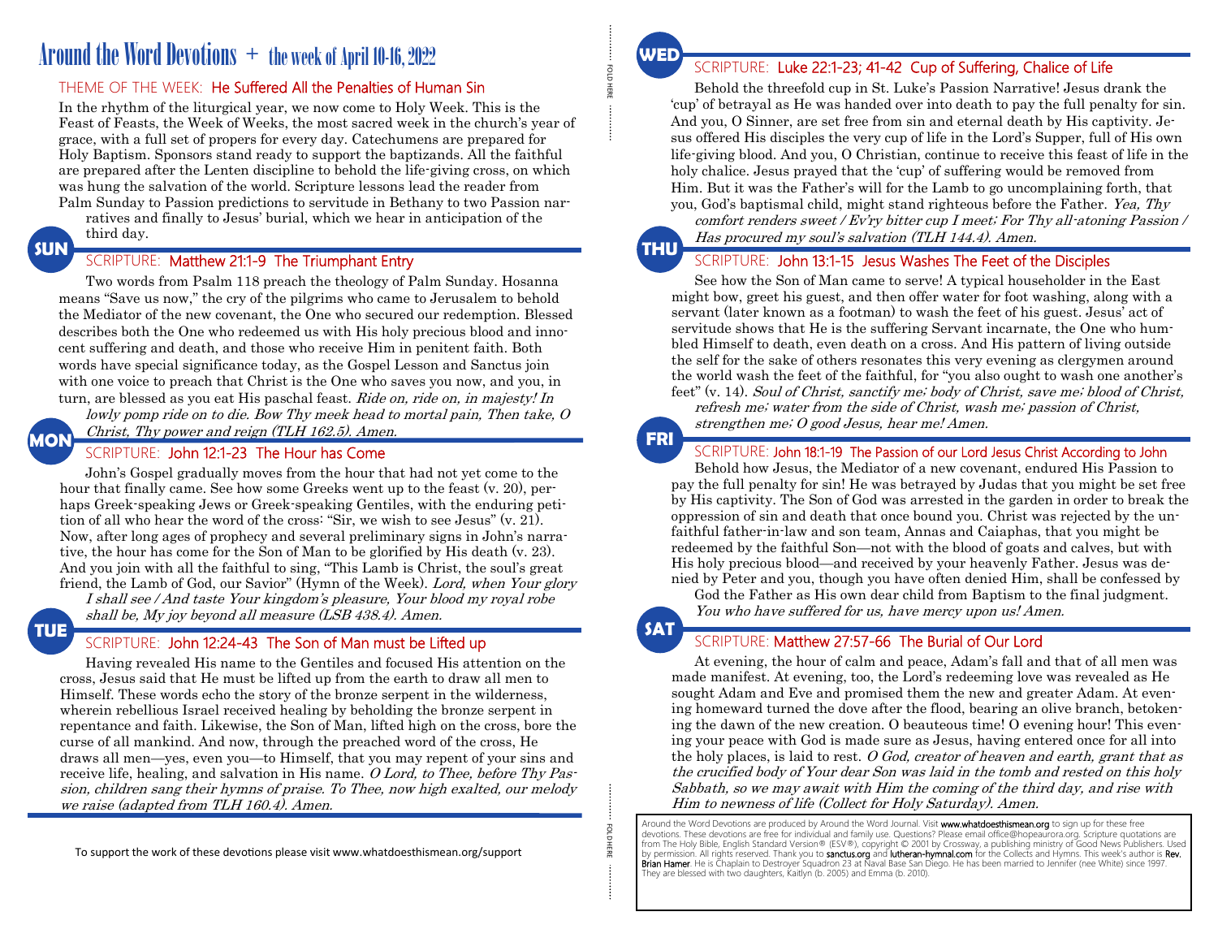# Around the Word Devotions + the week of April 10-16, 2022

## THEME OF THE WEEK: He Suffered All the Penalties of Human Sin

In the rhythm of the liturgical year, we now come to Holy Week. This is the Feast of Feasts, the Week of Weeks, the most sacred week in the church's year of grace, with a full set of propers for every day. Catechumens are prepared for Holy Baptism. Sponsors stand ready to support the baptizands. All the faithful are prepared after the Lenten discipline to behold the life-giving cross, on which was hung the salvation of the world. Scripture lessons lead the reader from Palm Sunday to Passion predictions to servitude in Bethany to two Passion narratives and finally to Jesus' burial, which we hear in anticipation of the third day.

### SUN

### SCRIPTURE: Matthew 21:1-9 The Triumphant Entry

Two words from Psalm 118 preach the theology of Palm Sunday. Hosanna means "Save us now," the cry of the pilgrims who came to Jerusalem to behold the Mediator of the new covenant, the One who secured our redemption. Blessed describes both the One who redeemed us with His holy precious blood and innocent suffering and death, and those who receive Him in penitent faith. Both words have special significance today, as the Gospel Lesson and Sanctus join with one voice to preach that Christ is the One who saves you now, and you, in turn, are blessed as you eat His paschal feast. *Ride on, ride on, in majesty! In lowly pomp ride on to die. Bow Thy meek head to mortal pain, Then take, O Christ, Thy power and reign (TLH 162.5). Amen.*

### MON

### SCRIPTURE: John 12:1-23 The Hour has Come

John's Gospel gradually moves from the hour that had not yet come to the hour that finally came. See how some Greeks went up to the feast (v. 20), perhaps Greek-speaking Jews or Greek-speaking Gentiles, with the enduring petition of all who hear the word of the cross: "Sir, we wish to see Jesus" (v. 21). Now, after long ages of prophecy and several preliminary signs in John's narrative, the hour has come for the Son of Man to be glorified by His death (v. 23). And you join with all the faithful to sing, "This Lamb is Christ, the soul's great friend, the Lamb of God, our Savior" (Hymn of the Week). *Lord, when Your glory I shall see / And taste Your kingdom's pleasure, Your blood my royal robe shall be, My joy beyond all measure (LSB 438.4). Amen.*

### TUE

### SCRIPTURE: John 12:24-43 The Son of Man must be Lifted up

Having revealed His name to the Gentiles and focused His attention on the cross, Jesus said that He must be lifted up from the earth to draw all men to Himself. These words echo the story of the bronze serpent in the wilderness, wherein rebellious Israel received healing by beholding the bronze serpent in repentance and faith. Likewise, the Son of Man, lifted high on the cross, bore the curse of all mankind. And now, through the preached word of the cross, He draws all men—yes, even you—to Himself, that you may repent of your sins and receive life, healing, and salvation in His name. *O Lord, to Thee, before Thy Passion, children sang their hymns of praise. To Thee, now high exalted, our melody we raise (adapted from TLH 160.4). Amen.*

To support the work of these devotions please visit www.whatdoesthismean.org/support

### WED

### SCRIPTURE: Luke 22:1-23; 41-42 Cup of Suffering, Chalice of Life

Behold the threefold cup in St. Luke's Passion Narrative! Jesus drank the 'cup' of betrayal as He was handed over into death to pay the full penalty for sin. And you, O Sinner, are set free from sin and eternal death by His captivity. Jesus offered His disciples the very cup of life in the Lord's Supper, full of His own life-giving blood. And you, O Christian, continue to receive this feast of life in the holy chalice. Jesus prayed that the 'cup' of suffering would be removed from Him. But it was the Father's will for the Lamb to go uncomplainingly forth, that you, God's baptismal child, might stand righteous before the Father. *Yea, Thy comfort renders sweet / Ev'ry bitter cup I meet; For Thy all-atoning Passion / Has procured my soul's salvation (TLH 144.4). Amen.*

### THU

### SCRIPTURE: John 13:1-15 Jesus Washes The Feet of the Disciples

See how the Son of Man came to serve! A typical householder in the East might bow, greet his guest, and then offer water for foot washing, along with a servant (later known as a footman) to wash the feet of his guest. Jesus' act of servitude shows that He is the suffering Servant incarnate, the One who humbled Himself to death, even death on a cross. And His pattern of living outside the self for the sake of others resonates this very evening as clergymen around the world wash the feet of the faithful, for "you also ought to wash one another's feet" (v. 14). *Soul of Christ, sanctify me; body of Christ, save me; blood of Christ, refresh me; water from the side of Christ, wash me; passion of Christ, strengthen me; O good Jesus, hear me! Amen.*

### FRI

### SCRIPTURE: John 18:1-19 The Passion of our Lord Jesus Christ According to John

Behold how Jesus, the Mediator of a new covenant, endured His Passion to pay the full penalty for sin! He was betrayed by Judas that you might be set free by His captivity. The Son of God was arrested in the garden in order to break the oppression of sin and death that once bound you. Christ was rejected by the unfaithful father-in-law and son team, Annas and Caiaphas, that you might be redeemed by the faithful Son—not with the blood of goats and calves, but with His holy precious blood—and received by your heavenly Father. Jesus was denied by Peter and you, though you have often denied Him, shall be confessed by God the Father as His own dear child from Baptism to the final judgment. *You who have suffered for us, have mercy upon us! Amen.*

### SAT

### SCRIPTURE: Matthew 27:57-66 The Burial of Our Lord

At evening, the hour of calm and peace, Adam's fall and that of all men was made manifest. At evening, too, the Lord's redeeming love was revealed as He sought Adam and Eve and promised them the new and greater Adam. At evening homeward turned the dove after the flood, bearing an olive branch, betokening the dawn of the new creation. O beauteous time! O evening hour! This evening your peace with God is made sure as Jesus, having entered once for all into the holy places, is laid to rest. *O God, creator of heaven and earth, grant that as the crucified body of Your dear Son was laid in the tomb and rested on this holy Sabbath, so we may await with Him the coming of the third day, and rise with Him to newness of life (Collect for Holy Saturday). Amen.*

Around the Word Devotions are produced by Around the Word Journal. Visit **www.whatdoesthismean.org** to sign up for these free devotions. These devotions are free for individual and family use. Questions? Please email office@hopeaurora.org. Scripture quotations are from The Holy Bible, English Standard Version® (ESV®), copyright © 2001 by Crossway, a publishing ministry of Good News Publishers. Used by permission. All rights reserved. Thank you to **sanctus.org** and **lutheran-hymnal.com** for the Collects and Hymns. This week's author is **Rev. Brian Hamer**. He is Chaplain to Destroyer Squadron 23 at Naval Base San Diego. He has been married to Jennifer (nee White) since 1997. They are blessed with two daughters, Kaitlyn (b. 2005) and Emma (b. 2010).